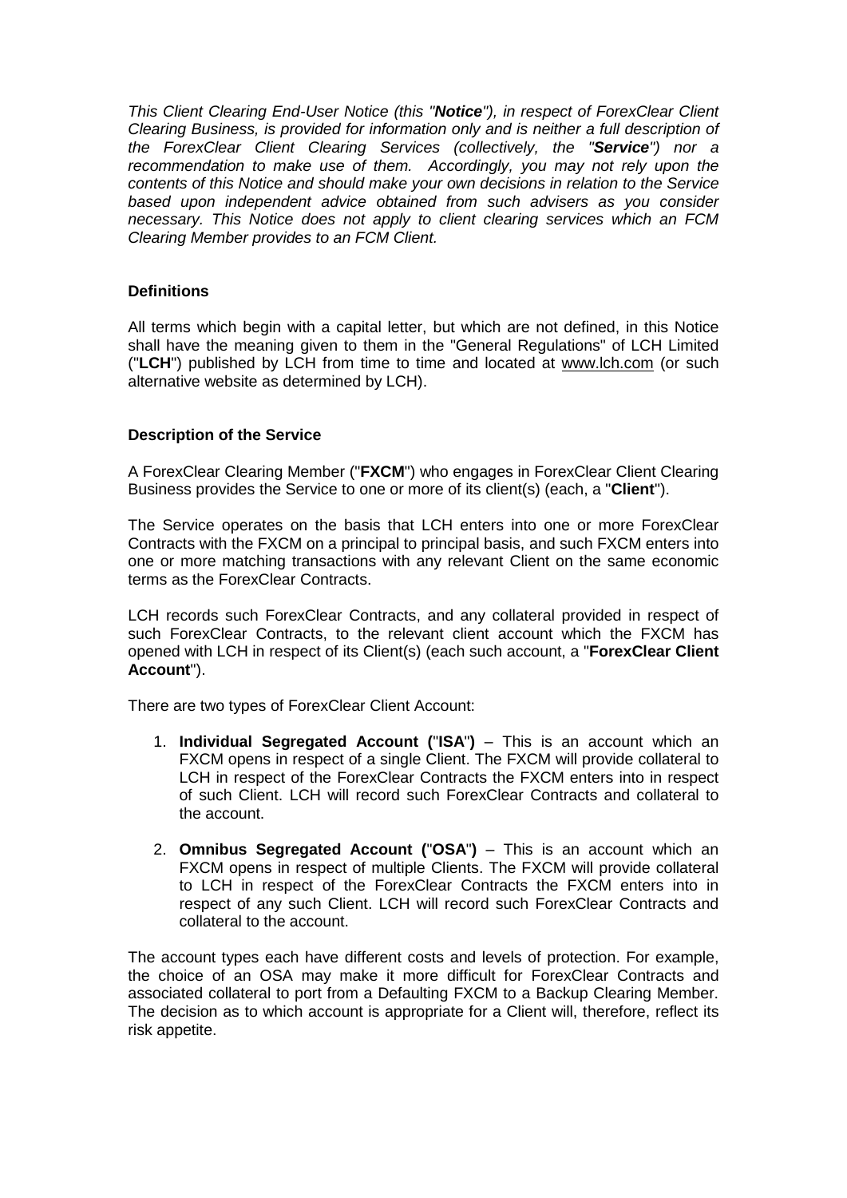*This Client Clearing End-User Notice (this "**Notice**"), in respect of ForexClear Client Clearing Business, is provided for information only and is neither a full description of the ForexClear Client Clearing Services (collectively, the "**Service**") nor a recommendation to make use of them. Accordingly, you may not rely upon the contents of this Notice and should make your own decisions in relation to the Service based upon independent advice obtained from such advisers as you consider necessary. This Notice does not apply to client clearing services which an FCM Clearing Member provides to an FCM Client.*

## Definitions

All terms which begin with a capital letter, but which are not defined, in this Notice shall have the meaning given to them in the "General Regulations" of LCH Limited ("**LCH**") published by LCH from time to time and located at www.lch.com (or such alternative website as determined by LCH).

## Description of the Service

A ForexClear Clearing Member ("**FXCM**") who engages in ForexClear Client Clearing Business provides the Service to one or more of its client(s) (each, a "**Client**").

The Service operates on the basis that LCH enters into one or more ForexClear Contracts with the FXCM on a principal to principal basis, and such FXCM enters into one or more matching transactions with any relevant Client on the same economic terms as the ForexClear Contracts.

LCH records such ForexClear Contracts, and any collateral provided in respect of such ForexClear Contracts, to the relevant client account which the FXCM has opened with LCH in respect of its Client(s) (each such account, a "**ForexClear Client Account**").

There are two types of ForexClear Client Account:

1. **Individual Segregated Account (**"**ISA**"**)** – This is an account which an FXCM opens in respect of a single Client. The FXCM will provide collateral to LCH in respect of the ForexClear Contracts the FXCM enters into in respect of such Client. LCH will record such ForexClear Contracts and collateral to the account.
2. **Omnibus Segregated Account (**"**OSA**"**)** – This is an account which an FXCM opens in respect of multiple Clients. The FXCM will provide collateral to LCH in respect of the ForexClear Contracts the FXCM enters into in respect of any such Client. LCH will record such ForexClear Contracts and collateral to the account.

The account types each have different costs and levels of protection. For example, the choice of an OSA may make it more difficult for ForexClear Contracts and associated collateral to port from a Defaulting FXCM to a Backup Clearing Member. The decision as to which account is appropriate for a Client will, therefore, reflect its risk appetite.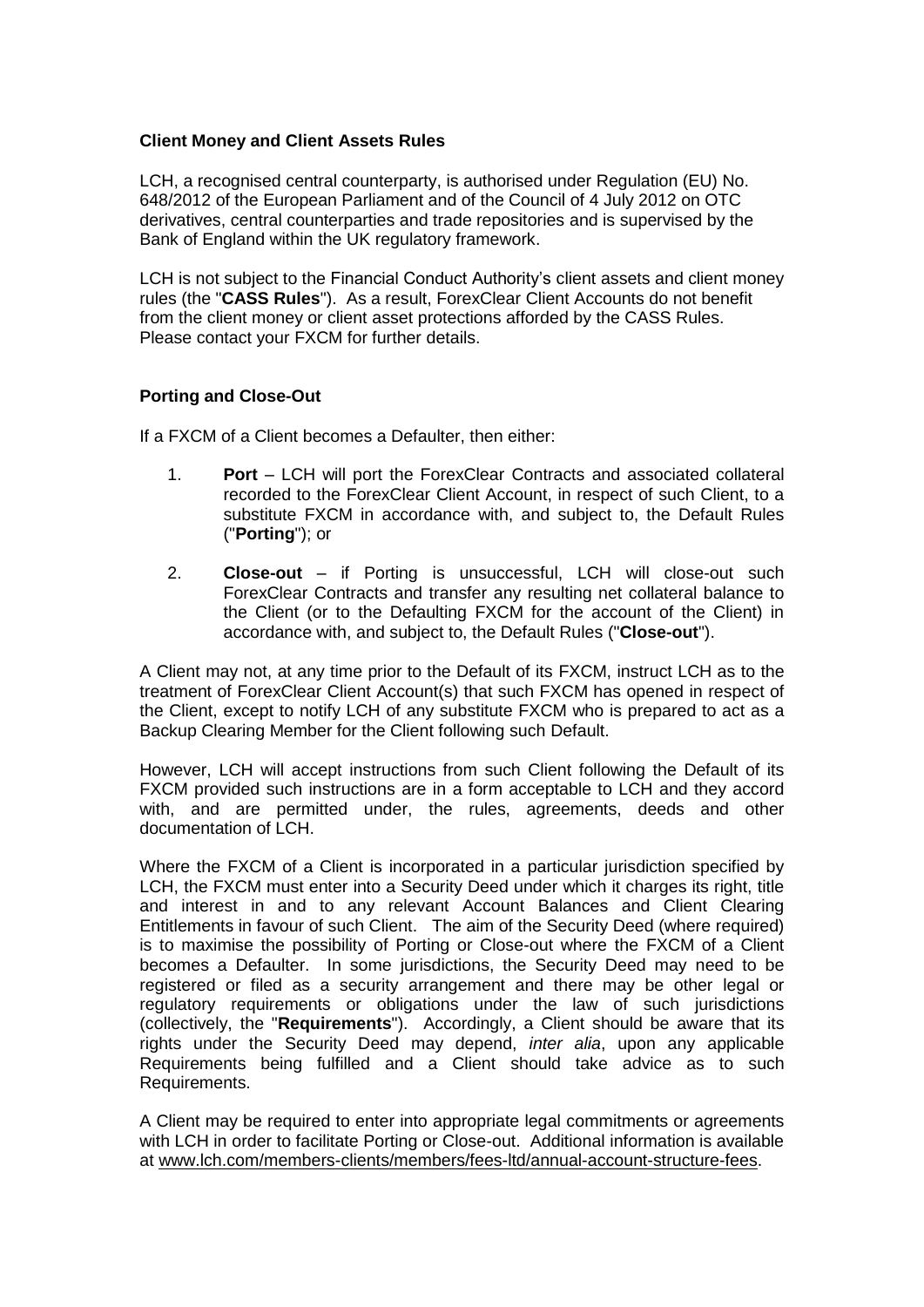**Client Money and Client Assets Rules**

LCH, a recognised central counterparty, is authorised under Regulation (EU) No. 648/2012 of the European Parliament and of the Council of 4 July 2012 on OTC derivatives, central counterparties and trade repositories and is supervised by the Bank of England within the UK regulatory framework.

LCH is not subject to the Financial Conduct Authority's client assets and client money rules (the "**CASS Rules**"). As a result, ForexClear Client Accounts do not benefit from the client money or client asset protections afforded by the CASS Rules. Please contact your FXCM for further details.

**Porting and Close-Out**

If a FXCM of a Client becomes a Defaulter, then either:

1. **Port** – LCH will port the ForexClear Contracts and associated collateral recorded to the ForexClear Client Account, in respect of such Client, to a substitute FXCM in accordance with, and subject to, the Default Rules ("**Porting**"); or
2. **Close-out** – if Porting is unsuccessful, LCH will close-out such ForexClear Contracts and transfer any resulting net collateral balance to the Client (or to the Defaulting FXCM for the account of the Client) in accordance with, and subject to, the Default Rules ("**Close-out**").

A Client may not, at any time prior to the Default of its FXCM, instruct LCH as to the treatment of ForexClear Client Account(s) that such FXCM has opened in respect of the Client, except to notify LCH of any substitute FXCM who is prepared to act as a Backup Clearing Member for the Client following such Default.

However, LCH will accept instructions from such Client following the Default of its FXCM provided such instructions are in a form acceptable to LCH and they accord with, and are permitted under, the rules, agreements, deeds and other documentation of LCH.

Where the FXCM of a Client is incorporated in a particular jurisdiction specified by LCH, the FXCM must enter into a Security Deed under which it charges its right, title and interest in and to any relevant Account Balances and Client Clearing Entitlements in favour of such Client. The aim of the Security Deed (where required) is to maximise the possibility of Porting or Close-out where the FXCM of a Client becomes a Defaulter. In some jurisdictions, the Security Deed may need to be registered or filed as a security arrangement and there may be other legal or regulatory requirements or obligations under the law of such jurisdictions (collectively, the "**Requirements**"). Accordingly, a Client should be aware that its rights under the Security Deed may depend, *inter alia*, upon any applicable Requirements being fulfilled and a Client should take advice as to such Requirements.

A Client may be required to enter into appropriate legal commitments or agreements with LCH in order to facilitate Porting or Close-out. Additional information is available at www.lch.com/members-clients/members/fees-ltd/annual-account-structure-fees.